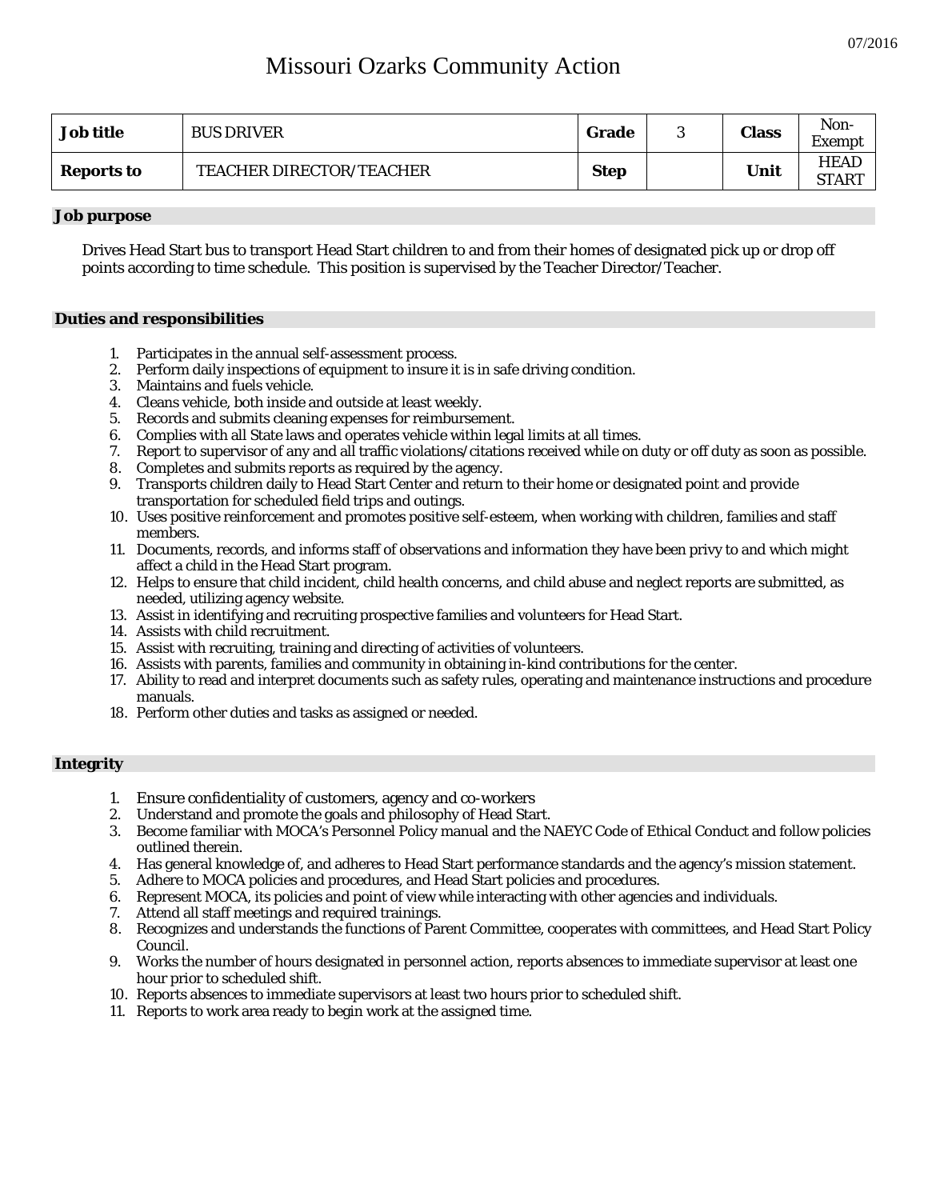07/2016

# Missouri Ozarks Community Action

| **Job title** | BUS DRIVER | **Grade** | 3 | **Class** | Non-Exempt |
| --- | --- | --- | --- | --- | --- |
| **Reports to** | TEACHER DIRECTOR/TEACHER | **Step** | | **Unit** | HEAD START |

## Job purpose

Drives Head Start bus to transport Head Start children to and from their homes of designated pick up or drop off points according to time schedule. This position is supervised by the Teacher Director/Teacher.

## Duties and responsibilities

1. Participates in the annual self-assessment process.
2. Perform daily inspections of equipment to insure it is in safe driving condition.
3. Maintains and fuels vehicle.
4. Cleans vehicle, both inside and outside at least weekly.
5. Records and submits cleaning expenses for reimbursement.
6. Complies with all State laws and operates vehicle within legal limits at all times.
7. Report to supervisor of any and all traffic violations/citations received while on duty or off duty as soon as possible.
8. Completes and submits reports as required by the agency.
9. Transports children daily to Head Start Center and return to their home or designated point and provide transportation for scheduled field trips and outings.
10. Uses positive reinforcement and promotes positive self-esteem, when working with children, families and staff members.
11. Documents, records, and informs staff of observations and information they have been privy to and which might affect a child in the Head Start program.
12. Helps to ensure that child incident, child health concerns, and child abuse and neglect reports are submitted, as needed, utilizing agency website.
13. Assist in identifying and recruiting prospective families and volunteers for Head Start.
14. Assists with child recruitment.
15. Assist with recruiting, training and directing of activities of volunteers.
16. Assists with parents, families and community in obtaining in-kind contributions for the center.
17. Ability to read and interpret documents such as safety rules, operating and maintenance instructions and procedure manuals.
18. Perform other duties and tasks as assigned or needed.

## Integrity

1. Ensure confidentiality of customers, agency and co-workers
2. Understand and promote the goals and philosophy of Head Start.
3. Become familiar with MOCA's Personnel Policy manual and the NAEYC Code of Ethical Conduct and follow policies outlined therein.
4. Has general knowledge of, and adheres to Head Start performance standards and the agency's mission statement.
5. Adhere to MOCA policies and procedures, and Head Start policies and procedures.
6. Represent MOCA, its policies and point of view while interacting with other agencies and individuals.
7. Attend all staff meetings and required trainings.
8. Recognizes and understands the functions of Parent Committee, cooperates with committees, and Head Start Policy Council.
9. Works the number of hours designated in personnel action, reports absences to immediate supervisor at least one hour prior to scheduled shift.
10. Reports absences to immediate supervisors at least two hours prior to scheduled shift.
11. Reports to work area ready to begin work at the assigned time.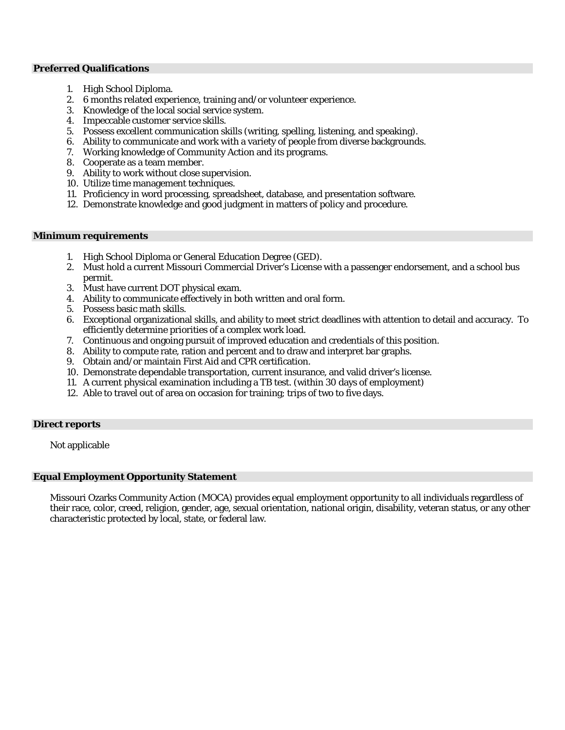## Preferred Qualifications

1. High School Diploma.
2. 6 months related experience, training and/or volunteer experience.
3. Knowledge of the local social service system.
4. Impeccable customer service skills.
5. Possess excellent communication skills (writing, spelling, listening, and speaking).
6. Ability to communicate and work with a variety of people from diverse backgrounds.
7. Working knowledge of Community Action and its programs.
8. Cooperate as a team member.
9. Ability to work without close supervision.
10. Utilize time management techniques.
11. Proficiency in word processing, spreadsheet, database, and presentation software.
12. Demonstrate knowledge and good judgment in matters of policy and procedure.

## Minimum requirements

1. High School Diploma or General Education Degree (GED).
2. Must hold a current Missouri Commercial Driver's License with a passenger endorsement, and a school bus permit.
3. Must have current DOT physical exam.
4. Ability to communicate effectively in both written and oral form.
5. Possess basic math skills.
6. Exceptional organizational skills, and ability to meet strict deadlines with attention to detail and accuracy. To efficiently determine priorities of a complex work load.
7. Continuous and ongoing pursuit of improved education and credentials of this position.
8. Ability to compute rate, ration and percent and to draw and interpret bar graphs.
9. Obtain and/or maintain First Aid and CPR certification.
10. Demonstrate dependable transportation, current insurance, and valid driver's license.
11. A current physical examination including a TB test. (within 30 days of employment)
12. Able to travel out of area on occasion for training; trips of two to five days.

## Direct reports

Not applicable

## Equal Employment Opportunity Statement

Missouri Ozarks Community Action (MOCA) provides equal employment opportunity to all individuals regardless of their race, color, creed, religion, gender, age, sexual orientation, national origin, disability, veteran status, or any other characteristic protected by local, state, or federal law.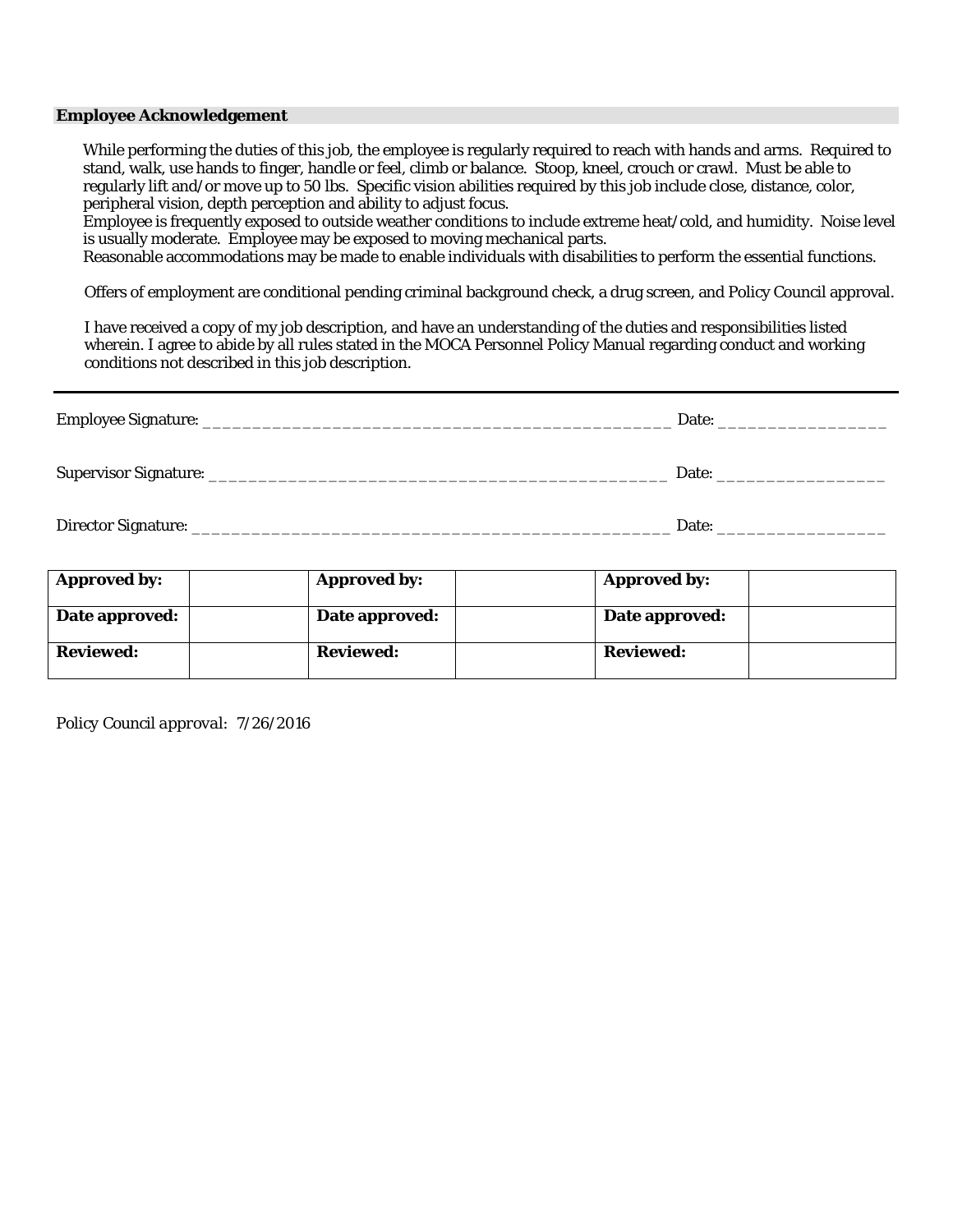## Employee Acknowledgement

While performing the duties of this job, the employee is regularly required to reach with hands and arms. Required to stand, walk, use hands to finger, handle or feel, climb or balance. Stoop, kneel, crouch or crawl. Must be able to regularly lift and/or move up to 50 lbs. Specific vision abilities required by this job include close, distance, color, peripheral vision, depth perception and ability to adjust focus.
Employee is frequently exposed to outside weather conditions to include extreme heat/cold, and humidity. Noise level is usually moderate. Employee may be exposed to moving mechanical parts.
Reasonable accommodations may be made to enable individuals with disabilities to perform the essential functions.

Offers of employment are conditional pending criminal background check, a drug screen, and Policy Council approval.

I have received a copy of my job description, and have an understanding of the duties and responsibilities listed wherein. I agree to abide by all rules stated in the MOCA Personnel Policy Manual regarding conduct and working conditions not described in this job description.

---

Employee Signature: ______________________________________________ Date: ________________

Supervisor Signature: ______________________________________________ Date: ________________

Director Signature: ______________________________________________ Date: ________________

| | | | | | |
|---|---|---|---|---|---|
| **Approved by:** | | **Approved by:** | | **Approved by:** | |
| **Date approved:** | | **Date approved:** | | **Date approved:** | |
| **Reviewed:** | | **Reviewed:** | | **Reviewed:** | |

Policy Council *approval*: 7/26/2016